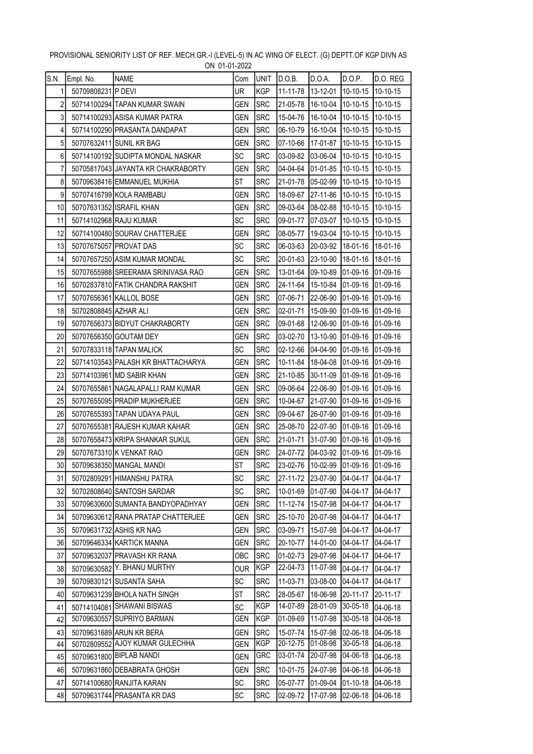PROVISIONAL SENIORITY LIST OF REF. MECH.GR.-I (LEVEL-5) IN AC WING OF ELECT. (G) DEPTT.OF KGP DIVN AS ON 01-01-2022

| S.N. | Empl. No. | NAME | Com | UNIT | D.O.B. | D.O.A. | D.O.P. | D.O. REG |
|---|---|---|---|---|---|---|---|---|
| 1 | 50709808231 | P DEVI | UR | KGP | 11-11-78 | 13-12-01 | 10-10-15 | 10-10-15 |
| 2 | 50714100294 | TAPAN KUMAR SWAIN | GEN | SRC | 21-05-78 | 16-10-04 | 10-10-15 | 10-10-15 |
| 3 | 50714100293 | ASISA KUMAR PATRA | GEN | SRC | 15-04-76 | 16-10-04 | 10-10-15 | 10-10-15 |
| 4 | 50714100290 | PRASANTA DANDAPAT | GEN | SRC | 06-10-79 | 16-10-04 | 10-10-15 | 10-10-15 |
| 5 | 50707632411 | SUNIL KR BAG | GEN | SRC | 07-10-66 | 17-01-87 | 10-10-15 | 10-10-15 |
| 6 | 50714100192 | SUDIPTA MONDAL NASKAR | SC | SRC | 03-09-82 | 03-06-04 | 10-10-15 | 10-10-15 |
| 7 | 50705817043 | JAYANTA KR CHAKRABORTY | GEN | SRC | 04-04-64 | 01-01-85 | 10-10-15 | 10-10-15 |
| 8 | 50709638416 | EMMANUEL MUKHIA | ST | SRC | 21-01-78 | 05-02-99 | 10-10-15 | 10-10-15 |
| 9 | 50707416799 | KOLA RAMBABU | GEN | SRC | 18-09-67 | 27-11-86 | 10-10-15 | 10-10-15 |
| 10 | 50707631352 | ISRAFIL KHAN | GEN | SRC | 09-03-64 | 08-02-88 | 10-10-15 | 10-10-15 |
| 11 | 50714102968 | RAJU KUMAR | SC | SRC | 09-01-77 | 07-03-07 | 10-10-15 | 10-10-15 |
| 12 | 50714100480 | SOURAV CHATTERJEE | GEN | SRC | 08-05-77 | 19-03-04 | 10-10-15 | 10-10-15 |
| 13 | 50707675057 | PROVAT DAS | SC | SRC | 06-03-63 | 20-03-92 | 18-01-16 | 18-01-16 |
| 14 | 50707657250 | ASIM KUMAR MONDAL | SC | SRC | 20-01-63 | 23-10-90 | 18-01-16 | 18-01-16 |
| 15 | 50707655988 | SREERAMA SRINIVASA RAO | GEN | SRC | 13-01-64 | 09-10-89 | 01-09-16 | 01-09-16 |
| 16 | 50702837810 | FATIK CHANDRA RAKSHIT | GEN | SRC | 24-11-64 | 15-10-84 | 01-09-16 | 01-09-16 |
| 17 | 50707656361 | KALLOL BOSE | GEN | SRC | 07-06-71 | 22-06-90 | 01-09-16 | 01-09-16 |
| 18 | 50702808845 | AZHAR ALI | GEN | SRC | 02-01-71 | 15-09-90 | 01-09-16 | 01-09-16 |
| 19 | 50707656373 | BIDYUT CHAKRABORTY | GEN | SRC | 09-01-68 | 12-06-90 | 01-09-16 | 01-09-16 |
| 20 | 50707656350 | GOUTAM DEY | GEN | SRC | 03-02-70 | 13-10-90 | 01-09-16 | 01-09-16 |
| 21 | 50707833118 | TAPAN MALICK | SC | SRC | 02-12-66 | 04-04-90 | 01-09-16 | 01-09-16 |
| 22 | 50714103543 | PALASH KR BHATTACHARYA | GEN | SRC | 10-11-84 | 18-04-08 | 01-09-16 | 01-09-16 |
| 23 | 50714103961 | MD SABIR KHAN | GEN | SRC | 21-10-85 | 30-11-09 | 01-09-16 | 01-09-16 |
| 24 | 50707655861 | NAGALAPALLI RAM KUMAR | GEN | SRC | 09-06-64 | 22-06-90 | 01-09-16 | 01-09-16 |
| 25 | 50707655095 | PRADIP MUKHERJEE | GEN | SRC | 10-04-67 | 21-07-90 | 01-09-16 | 01-09-16 |
| 26 | 50707655393 | TAPAN UDAYA PAUL | GEN | SRC | 09-04-67 | 26-07-90 | 01-09-16 | 01-09-16 |
| 27 | 50707655381 | RAJESH KUMAR KAHAR | GEN | SRC | 25-08-70 | 22-07-90 | 01-09-16 | 01-09-16 |
| 28 | 50707658473 | KRIPA SHANKAR SUKUL | GEN | SRC | 21-01-71 | 31-07-90 | 01-09-16 | 01-09-16 |
| 29 | 50707673310 | K VENKAT RAO | GEN | SRC | 24-07-72 | 04-03-92 | 01-09-16 | 01-09-16 |
| 30 | 50709638350 | MANGAL MANDI | ST | SRC | 23-02-76 | 10-02-99 | 01-09-16 | 01-09-16 |
| 31 | 50702809291 | HIMANSHU PATRA | SC | SRC | 27-11-72 | 23-07-90 | 04-04-17 | 04-04-17 |
| 32 | 50702808640 | SANTOSH SARDAR | SC | SRC | 10-01-69 | 01-07-90 | 04-04-17 | 04-04-17 |
| 33 | 50709630600 | SUMANTA BANDYOPADHYAY | GEN | SRC | 11-12-74 | 15-07-98 | 04-04-17 | 04-04-17 |
| 34 | 50709630612 | RANA PRATAP CHATTERJEE | GEN | SRC | 25-10-70 | 20-07-98 | 04-04-17 | 04-04-17 |
| 35 | 50709631732 | ASHIS KR NAG | GEN | SRC | 03-09-71 | 15-07-98 | 04-04-17 | 04-04-17 |
| 36 | 50709646334 | KARTICK MANNA | GEN | SRC | 20-10-77 | 14-01-00 | 04-04-17 | 04-04-17 |
| 37 | 50709632037 | PRAVASH KR RANA | OBC | SRC | 01-02-73 | 29-07-98 | 04-04-17 | 04-04-17 |
| 38 | 50709630582 | Y. BHANU MURTHY | OUR | KGP | 22-04-73 | 11-07-98 | 04-04-17 | 04-04-17 |
| 39 | 50709830121 | SUSANTA SAHA | SC | SRC | 11-03-71 | 03-08-00 | 04-04-17 | 04-04-17 |
| 40 | 50709631239 | BHOLA NATH SINGH | ST | SRC | 28-05-67 | 18-06-98 | 20-11-17 | 20-11-17 |
| 41 | 50714104081 | SHAWANI BISWAS | SC | KGP | 14-07-89 | 28-01-09 | 30-05-18 | 04-06-18 |
| 42 | 50709630557 | SUPRIYO BARMAN | GEN | KGP | 01-09-69 | 11-07-98 | 30-05-18 | 04-06-18 |
| 43 | 50709631689 | ARUN KR BERA | GEN | SRC | 15-07-74 | 15-07-98 | 02-06-18 | 04-06-18 |
| 44 | 50702809552 | AJOY KUMAR GULECHHA | GEN | KGP | 20-12-75 | 01-08-98 | 30-05-18 | 04-06-18 |
| 45 | 50709631800 | BIPLAB NANDI | GEN | GRC | 03-01-74 | 20-07-98 | 04-06-18 | 04-06-18 |
| 46 | 50709631860 | DEBABRATA GHOSH | GEN | SRC | 10-01-75 | 24-07-98 | 04-06-18 | 04-06-18 |
| 47 | 50714100680 | RANJITA KARAN | SC | SRC | 05-07-77 | 01-09-04 | 01-10-18 | 04-06-18 |
| 48 | 50709631744 | PRASANTA KR DAS | SC | SRC | 02-09-72 | 17-07-98 | 02-06-18 | 04-06-18 |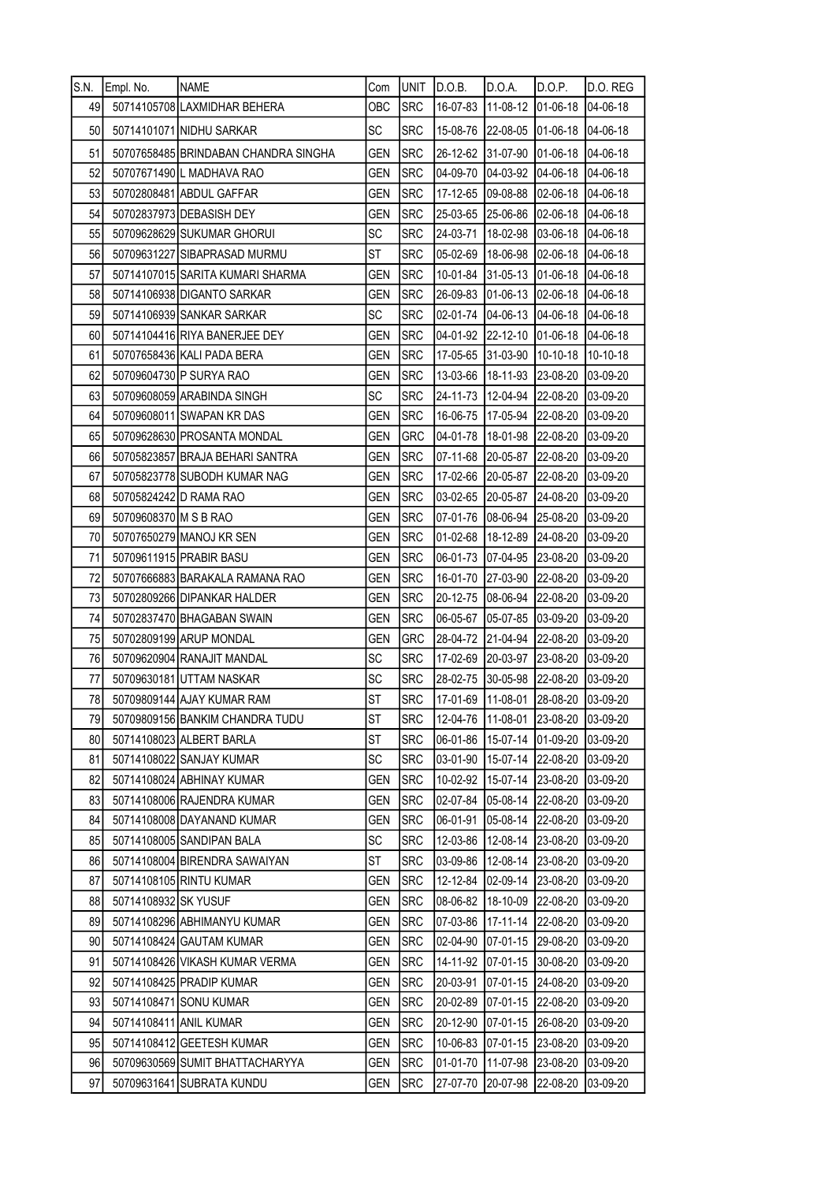| S.N. | Empl. No. | NAME | Com | UNIT | D.O.B. | D.O.A. | D.O.P. | D.O. REG |
|---|---|---|---|---|---|---|---|---|
| 49 | 50714105708 | LAXMIDHAR BEHERA | OBC | SRC | 16-07-83 | 11-08-12 | 01-06-18 | 04-06-18 |
| 50 | 50714101071 | NIDHU SARKAR | SC | SRC | 15-08-76 | 22-08-05 | 01-06-18 | 04-06-18 |
| 51 | 50707658485 | BRINDABAN CHANDRA SINGHA | GEN | SRC | 26-12-62 | 31-07-90 | 01-06-18 | 04-06-18 |
| 52 | 50707671490 | L MADHAVA RAO | GEN | SRC | 04-09-70 | 04-03-92 | 04-06-18 | 04-06-18 |
| 53 | 50702808481 | ABDUL GAFFAR | GEN | SRC | 17-12-65 | 09-08-88 | 02-06-18 | 04-06-18 |
| 54 | 50702837973 | DEBASISH DEY | GEN | SRC | 25-03-65 | 25-06-86 | 02-06-18 | 04-06-18 |
| 55 | 50709628629 | SUKUMAR GHORUI | SC | SRC | 24-03-71 | 18-02-98 | 03-06-18 | 04-06-18 |
| 56 | 50709631227 | SIBAPRASAD MURMU | ST | SRC | 05-02-69 | 18-06-98 | 02-06-18 | 04-06-18 |
| 57 | 50714107015 | SARITA KUMARI SHARMA | GEN | SRC | 10-01-84 | 31-05-13 | 01-06-18 | 04-06-18 |
| 58 | 50714106938 | DIGANTO SARKAR | GEN | SRC | 26-09-83 | 01-06-13 | 02-06-18 | 04-06-18 |
| 59 | 50714106939 | SANKAR SARKAR | SC | SRC | 02-01-74 | 04-06-13 | 04-06-18 | 04-06-18 |
| 60 | 50714104416 | RIYA BANERJEE DEY | GEN | SRC | 04-01-92 | 22-12-10 | 01-06-18 | 04-06-18 |
| 61 | 50707658436 | KALI PADA BERA | GEN | SRC | 17-05-65 | 31-03-90 | 10-10-18 | 10-10-18 |
| 62 | 50709604730 | P SURYA RAO | GEN | SRC | 13-03-66 | 18-11-93 | 23-08-20 | 03-09-20 |
| 63 | 50709608059 | ARABINDA SINGH | SC | SRC | 24-11-73 | 12-04-94 | 22-08-20 | 03-09-20 |
| 64 | 50709608011 | SWAPAN KR DAS | GEN | SRC | 16-06-75 | 17-05-94 | 22-08-20 | 03-09-20 |
| 65 | 50709628630 | PROSANTA MONDAL | GEN | GRC | 04-01-78 | 18-01-98 | 22-08-20 | 03-09-20 |
| 66 | 50705823857 | BRAJA BEHARI SANTRA | GEN | SRC | 07-11-68 | 20-05-87 | 22-08-20 | 03-09-20 |
| 67 | 50705823778 | SUBODH KUMAR NAG | GEN | SRC | 17-02-66 | 20-05-87 | 22-08-20 | 03-09-20 |
| 68 | 50705824242 | D RAMA RAO | GEN | SRC | 03-02-65 | 20-05-87 | 24-08-20 | 03-09-20 |
| 69 | 50709608370 | M S B RAO | GEN | SRC | 07-01-76 | 08-06-94 | 25-08-20 | 03-09-20 |
| 70 | 50707650279 | MANOJ KR SEN | GEN | SRC | 01-02-68 | 18-12-89 | 24-08-20 | 03-09-20 |
| 71 | 50709611915 | PRABIR BASU | GEN | SRC | 06-01-73 | 07-04-95 | 23-08-20 | 03-09-20 |
| 72 | 50707666883 | BARAKALA RAMANA RAO | GEN | SRC | 16-01-70 | 27-03-90 | 22-08-20 | 03-09-20 |
| 73 | 50702809266 | DIPANKAR HALDER | GEN | SRC | 20-12-75 | 08-06-94 | 22-08-20 | 03-09-20 |
| 74 | 50702837470 | BHAGABAN SWAIN | GEN | SRC | 06-05-67 | 05-07-85 | 03-09-20 | 03-09-20 |
| 75 | 50702809199 | ARUP MONDAL | GEN | GRC | 28-04-72 | 21-04-94 | 22-08-20 | 03-09-20 |
| 76 | 50709620904 | RANAJIT MANDAL | SC | SRC | 17-02-69 | 20-03-97 | 23-08-20 | 03-09-20 |
| 77 | 50709630181 | UTTAM NASKAR | SC | SRC | 28-02-75 | 30-05-98 | 22-08-20 | 03-09-20 |
| 78 | 50709809144 | AJAY KUMAR RAM | ST | SRC | 17-01-69 | 11-08-01 | 28-08-20 | 03-09-20 |
| 79 | 50709809156 | BANKIM CHANDRA TUDU | ST | SRC | 12-04-76 | 11-08-01 | 23-08-20 | 03-09-20 |
| 80 | 50714108023 | ALBERT BARLA | ST | SRC | 06-01-86 | 15-07-14 | 01-09-20 | 03-09-20 |
| 81 | 50714108022 | SANJAY KUMAR | SC | SRC | 03-01-90 | 15-07-14 | 22-08-20 | 03-09-20 |
| 82 | 50714108024 | ABHINAY KUMAR | GEN | SRC | 10-02-92 | 15-07-14 | 23-08-20 | 03-09-20 |
| 83 | 50714108006 | RAJENDRA KUMAR | GEN | SRC | 02-07-84 | 05-08-14 | 22-08-20 | 03-09-20 |
| 84 | 50714108008 | DAYANAND KUMAR | GEN | SRC | 06-01-91 | 05-08-14 | 22-08-20 | 03-09-20 |
| 85 | 50714108005 | SANDIPAN BALA | SC | SRC | 12-03-86 | 12-08-14 | 23-08-20 | 03-09-20 |
| 86 | 50714108004 | BIRENDRA SAWAIYAN | ST | SRC | 03-09-86 | 12-08-14 | 23-08-20 | 03-09-20 |
| 87 | 50714108105 | RINTU KUMAR | GEN | SRC | 12-12-84 | 02-09-14 | 23-08-20 | 03-09-20 |
| 88 | 50714108932 | SK YUSUF | GEN | SRC | 08-06-82 | 18-10-09 | 22-08-20 | 03-09-20 |
| 89 | 50714108296 | ABHIMANYU KUMAR | GEN | SRC | 07-03-86 | 17-11-14 | 22-08-20 | 03-09-20 |
| 90 | 50714108424 | GAUTAM KUMAR | GEN | SRC | 02-04-90 | 07-01-15 | 29-08-20 | 03-09-20 |
| 91 | 50714108426 | VIKASH KUMAR VERMA | GEN | SRC | 14-11-92 | 07-01-15 | 30-08-20 | 03-09-20 |
| 92 | 50714108425 | PRADIP KUMAR | GEN | SRC | 20-03-91 | 07-01-15 | 24-08-20 | 03-09-20 |
| 93 | 50714108471 | SONU KUMAR | GEN | SRC | 20-02-89 | 07-01-15 | 22-08-20 | 03-09-20 |
| 94 | 50714108411 | ANIL KUMAR | GEN | SRC | 20-12-90 | 07-01-15 | 26-08-20 | 03-09-20 |
| 95 | 50714108412 | GEETESH KUMAR | GEN | SRC | 10-06-83 | 07-01-15 | 23-08-20 | 03-09-20 |
| 96 | 50709630569 | SUMIT BHATTACHARYYA | GEN | SRC | 01-01-70 | 11-07-98 | 23-08-20 | 03-09-20 |
| 97 | 50709631641 | SUBRATA KUNDU | GEN | SRC | 27-07-70 | 20-07-98 | 22-08-20 | 03-09-20 |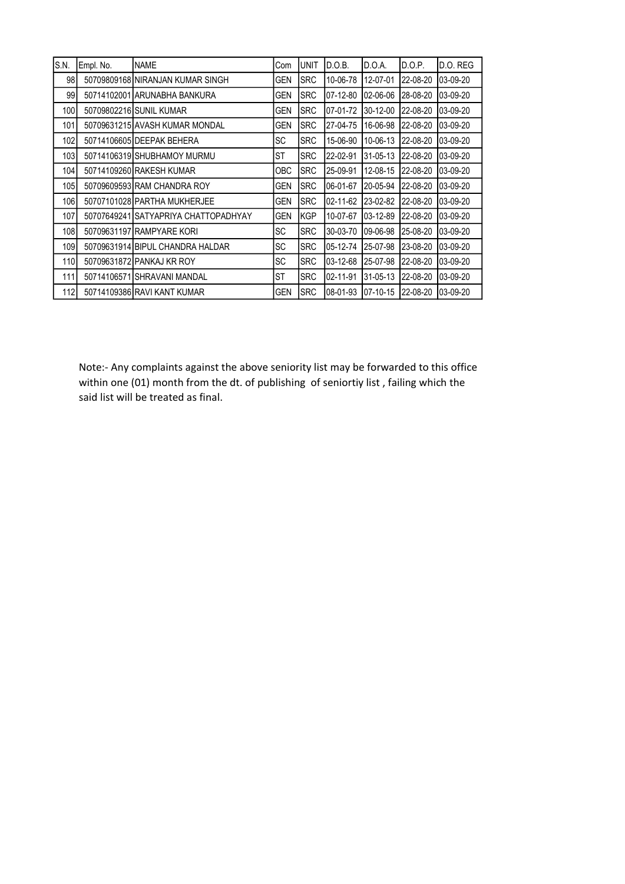| S.N. | Empl. No. | NAME | Com | UNIT | D.O.B. | D.O.A. | D.O.P. | D.O. REG |
|---|---|---|---|---|---|---|---|---|
| 98 | 50709809168 | NIRANJAN KUMAR SINGH | GEN | SRC | 10-06-78 | 12-07-01 | 22-08-20 | 03-09-20 |
| 99 | 50714102001 | ARUNABHA BANKURA | GEN | SRC | 07-12-80 | 02-06-06 | 28-08-20 | 03-09-20 |
| 100 | 50709802216 | SUNIL KUMAR | GEN | SRC | 07-01-72 | 30-12-00 | 22-08-20 | 03-09-20 |
| 101 | 50709631215 | AVASH KUMAR MONDAL | GEN | SRC | 27-04-75 | 16-06-98 | 22-08-20 | 03-09-20 |
| 102 | 50714106605 | DEEPAK BEHERA | SC | SRC | 15-06-90 | 10-06-13 | 22-08-20 | 03-09-20 |
| 103 | 50714106319 | SHUBHAMOY MURMU | ST | SRC | 22-02-91 | 31-05-13 | 22-08-20 | 03-09-20 |
| 104 | 50714109260 | RAKESH KUMAR | OBC | SRC | 25-09-91 | 12-08-15 | 22-08-20 | 03-09-20 |
| 105 | 50709609593 | RAM CHANDRA ROY | GEN | SRC | 06-01-67 | 20-05-94 | 22-08-20 | 03-09-20 |
| 106 | 50707101028 | PARTHA MUKHERJEE | GEN | SRC | 02-11-62 | 23-02-82 | 22-08-20 | 03-09-20 |
| 107 | 50707649241 | SATYAPRIYA CHATTOPADHYAY | GEN | KGP | 10-07-67 | 03-12-89 | 22-08-20 | 03-09-20 |
| 108 | 50709631197 | RAMPYARE KORI | SC | SRC | 30-03-70 | 09-06-98 | 25-08-20 | 03-09-20 |
| 109 | 50709631914 | BIPUL CHANDRA HALDAR | SC | SRC | 05-12-74 | 25-07-98 | 23-08-20 | 03-09-20 |
| 110 | 50709631872 | PANKAJ KR ROY | SC | SRC | 03-12-68 | 25-07-98 | 22-08-20 | 03-09-20 |
| 111 | 50714106571 | SHRAVANI MANDAL | ST | SRC | 02-11-91 | 31-05-13 | 22-08-20 | 03-09-20 |
| 112 | 50714109386 | RAVI KANT KUMAR | GEN | SRC | 08-01-93 | 07-10-15 | 22-08-20 | 03-09-20 |

Note:- Any complaints against the above seniority list may be forwarded to this office within one (01) month from the dt. of publishing of seniortiy list , failing which the said list will be treated as final.